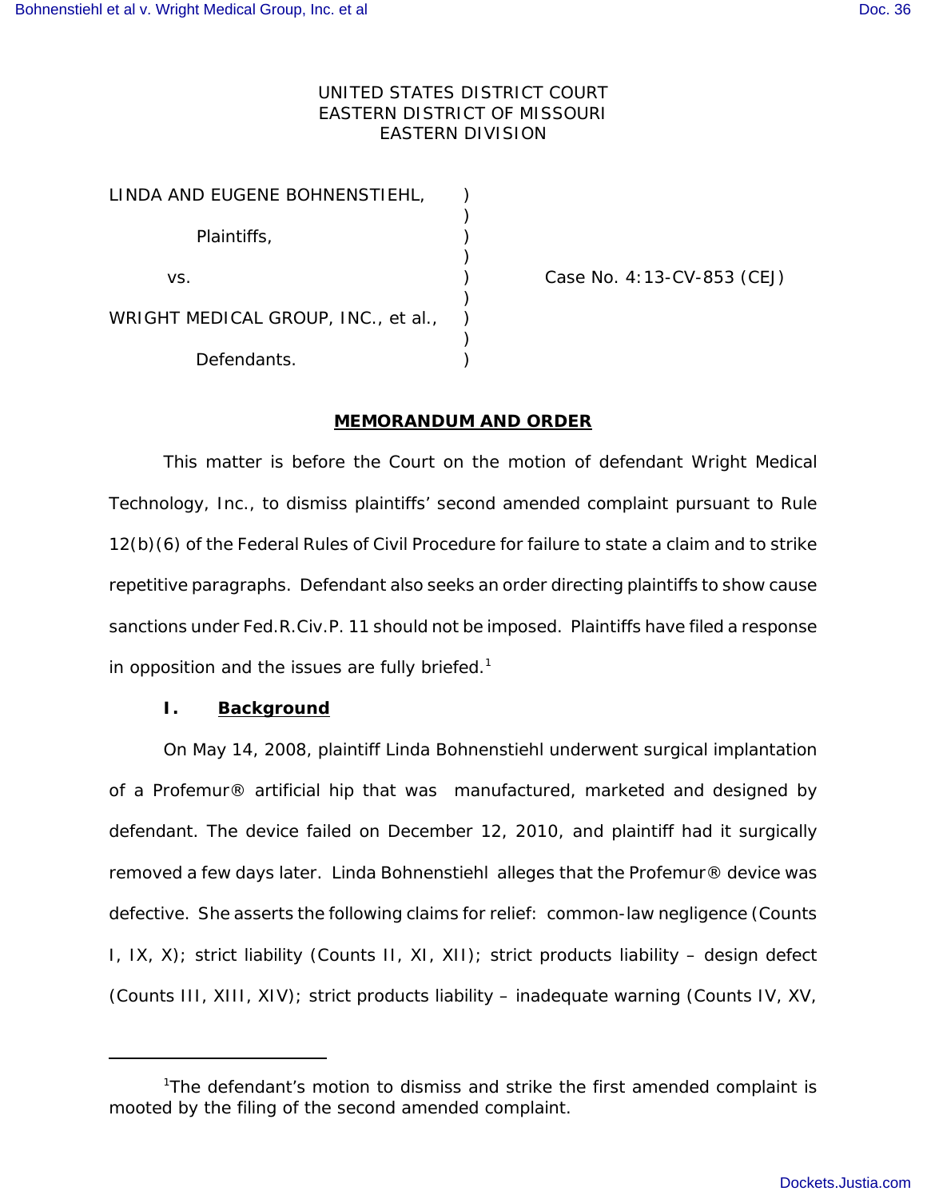UNITED STATES DISTRICT COURT
EASTERN DISTRICT OF MISSOURI
EASTERN DIVISION

| | | |
|---|---|---|
| LINDA AND EUGENE BOHNENSTIEHL, | ) | |
| Plaintiffs, | ) | |
| vs. | ) | Case No. 4:13-CV-853 (CEJ) |
| WRIGHT MEDICAL GROUP, INC., et al., | ) | |
| Defendants. | ) | |

## MEMORANDUM AND ORDER

This matter is before the Court on the motion of defendant Wright Medical Technology, Inc., to dismiss plaintiffs' second amended complaint pursuant to Rule 12(b)(6) of the Federal Rules of Civil Procedure for failure to state a claim and to strike repetitive paragraphs. Defendant also seeks an order directing plaintiffs to show cause sanctions under Fed.R.Civ.P. 11 should not be imposed. Plaintiffs have filed a response in opposition and the issues are fully briefed.[1]

### I. Background

On May 14, 2008, plaintiff Linda Bohnenstiehl underwent surgical implantation of a Profemur® artificial hip that was manufactured, marketed and designed by defendant. The device failed on December 12, 2010, and plaintiff had it surgically removed a few days later. Linda Bohnenstiehl alleges that the Profemur® device was defective. She asserts the following claims for relief: common-law negligence (Counts I, IX, X); strict liability (Counts II, XI, XII); strict products liability – design defect (Counts III, XIII, XIV); strict products liability – inadequate warning (Counts IV, XV,

[1] The defendant's motion to dismiss and strike the first amended complaint is mooted by the filing of the second amended complaint.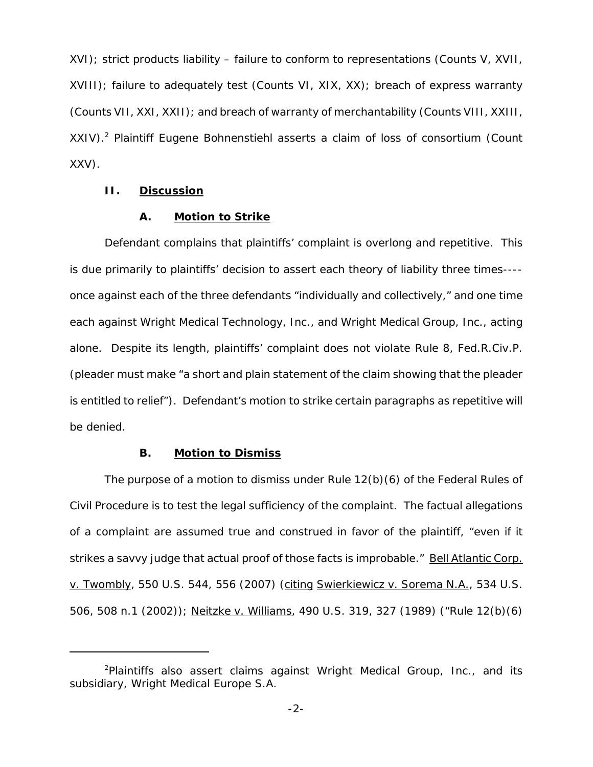XVI); strict products liability – failure to conform to representations (Counts V, XVII, XVIII); failure to adequately test (Counts VI, XIX, XX); breach of express warranty (Counts VII, XXI, XXII); and breach of warranty of merchantability (Counts VIII, XXIII, XXIV).[2] Plaintiff Eugene Bohnenstiehl asserts a claim of loss of consortium (Count XXV).

## II. Discussion

### A. Motion to Strike

Defendant complains that plaintiffs' complaint is overlong and repetitive. This is due primarily to plaintiffs' decision to assert each theory of liability three times----once against each of the three defendants "individually and collectively," and one time each against Wright Medical Technology, Inc., and Wright Medical Group, Inc., acting alone. Despite its length, plaintiffs' complaint does not violate Rule 8, Fed.R.Civ.P. (pleader must make "a short and plain statement of the claim showing that the pleader is entitled to relief"). Defendant's motion to strike certain paragraphs as repetitive will be denied.

### B. Motion to Dismiss

The purpose of a motion to dismiss under Rule 12(b)(6) of the Federal Rules of Civil Procedure is to test the legal sufficiency of the complaint. The factual allegations of a complaint are assumed true and construed in favor of the plaintiff, "even if it strikes a savvy judge that actual proof of those facts is improbable." Bell Atlantic Corp. v. Twombly, 550 U.S. 544, 556 (2007) (citing Swierkiewicz v. Sorema N.A., 534 U.S. 506, 508 n.1 (2002)); Neitzke v. Williams, 490 U.S. 319, 327 (1989) ("Rule 12(b)(6)

---

[2] Plaintiffs also assert claims against Wright Medical Group, Inc., and its subsidiary, Wright Medical Europe S.A.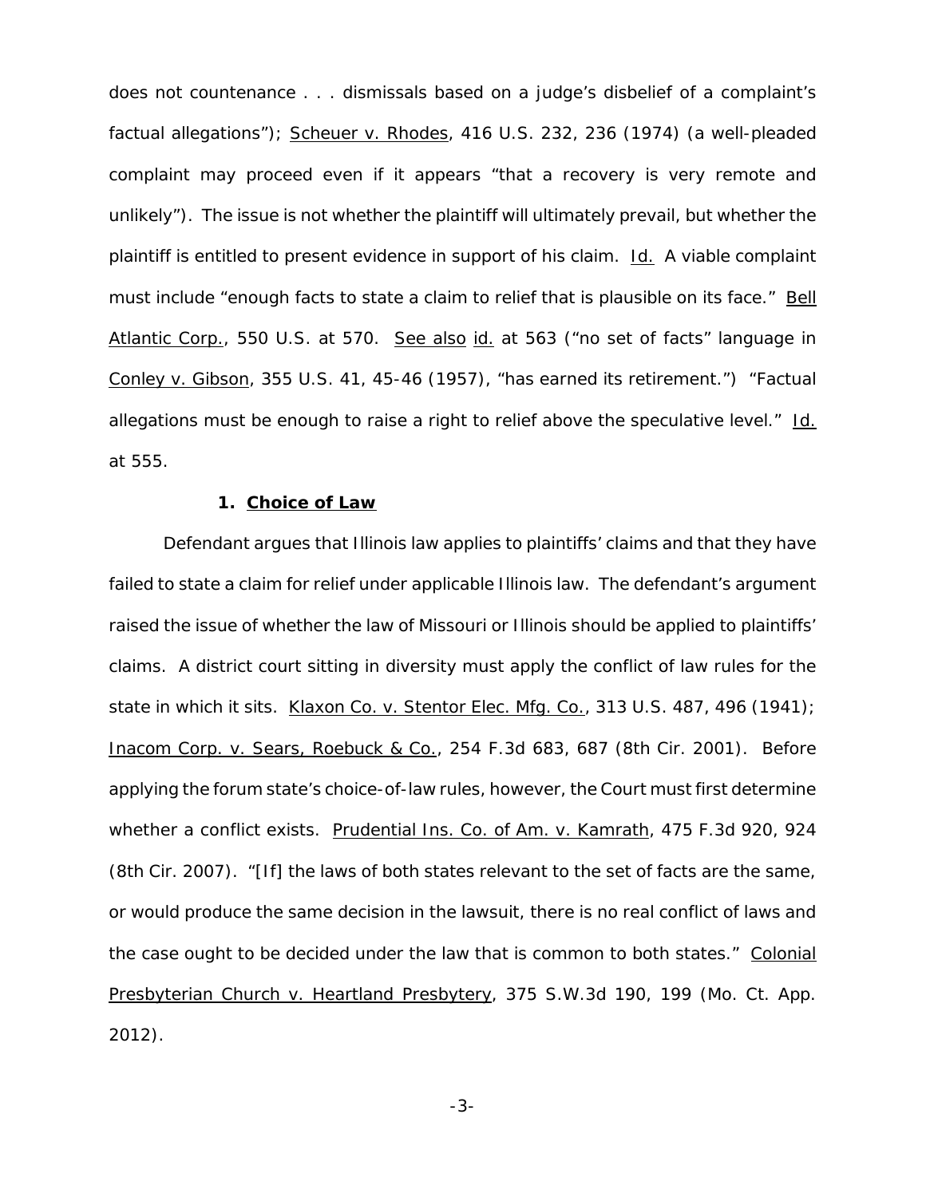does not countenance . . . dismissals based on a judge's disbelief of a complaint's factual allegations"); Scheuer v. Rhodes, 416 U.S. 232, 236 (1974) (a well-pleaded complaint may proceed even if it appears "that a recovery is very remote and unlikely"). The issue is not whether the plaintiff will ultimately prevail, but whether the plaintiff is entitled to present evidence in support of his claim. Id. A viable complaint must include "enough facts to state a claim to relief that is plausible on its face." Bell Atlantic Corp., 550 U.S. at 570. See also id. at 563 ("no set of facts" language in Conley v. Gibson, 355 U.S. 41, 45-46 (1957), "has earned its retirement.") "Factual allegations must be enough to raise a right to relief above the speculative level." Id. at 555.

**1. Choice of Law**

Defendant argues that Illinois law applies to plaintiffs' claims and that they have failed to state a claim for relief under applicable Illinois law. The defendant's argument raised the issue of whether the law of Missouri or Illinois should be applied to plaintiffs' claims. A district court sitting in diversity must apply the conflict of law rules for the state in which it sits. Klaxon Co. v. Stentor Elec. Mfg. Co., 313 U.S. 487, 496 (1941); Inacom Corp. v. Sears, Roebuck & Co., 254 F.3d 683, 687 (8th Cir. 2001). Before applying the forum state's choice-of-law rules, however, the Court must first determine whether a conflict exists. Prudential Ins. Co. of Am. v. Kamrath, 475 F.3d 920, 924 (8th Cir. 2007). "[If] the laws of both states relevant to the set of facts are the same, or would produce the same decision in the lawsuit, there is no real conflict of laws and the case ought to be decided under the law that is common to both states." Colonial Presbyterian Church v. Heartland Presbytery, 375 S.W.3d 190, 199 (Mo. Ct. App. 2012).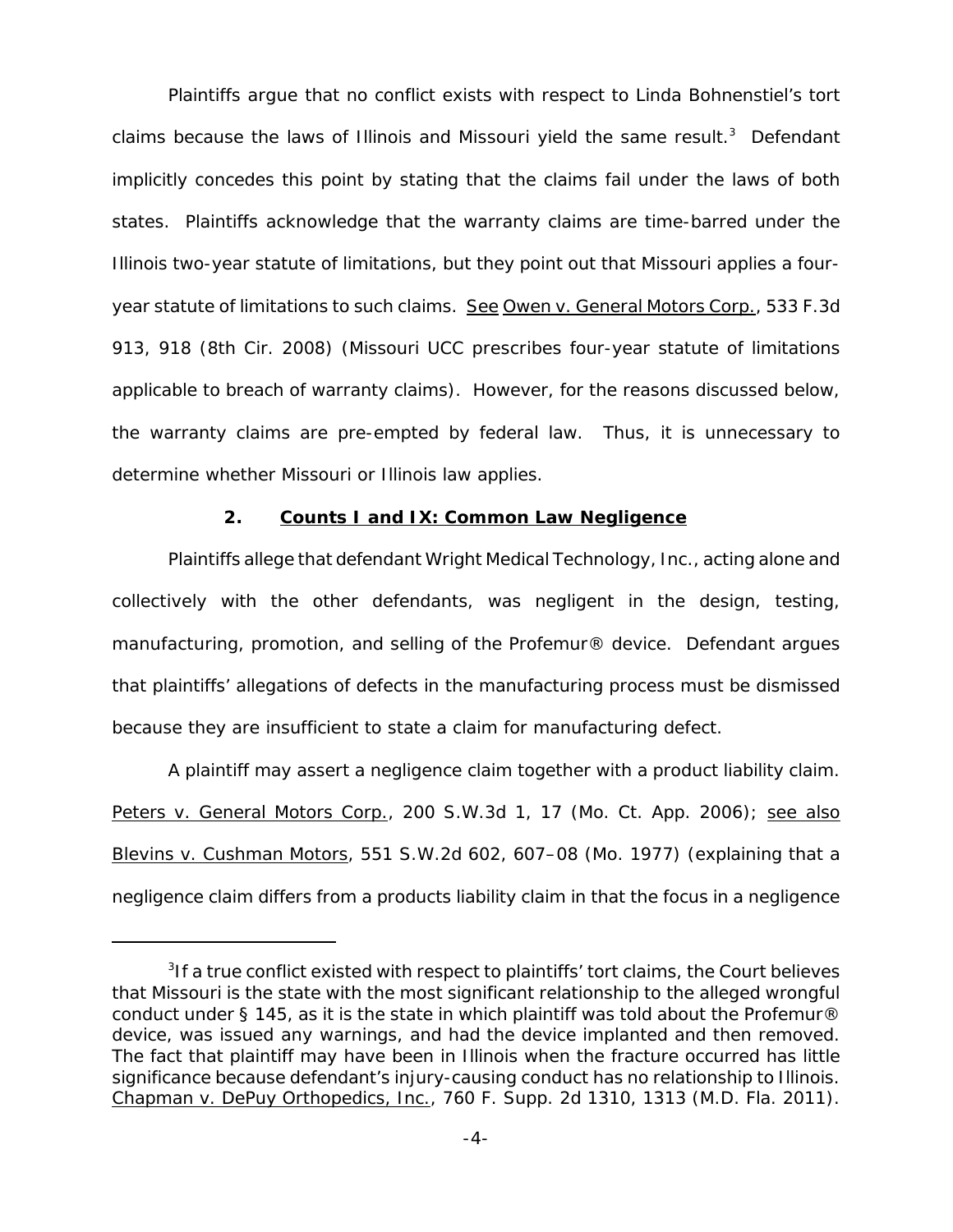Plaintiffs argue that no conflict exists with respect to Linda Bohnenstiel's tort claims because the laws of Illinois and Missouri yield the same result.[3] Defendant implicitly concedes this point by stating that the claims fail under the laws of both states. Plaintiffs acknowledge that the warranty claims are time-barred under the Illinois two-year statute of limitations, but they point out that Missouri applies a four-year statute of limitations to such claims. See Owen v. General Motors Corp., 533 F.3d 913, 918 (8th Cir. 2008) (Missouri UCC prescribes four-year statute of limitations applicable to breach of warranty claims). However, for the reasons discussed below, the warranty claims are pre-empted by federal law. Thus, it is unnecessary to determine whether Missouri or Illinois law applies.

### 2. Counts I and IX: Common Law Negligence

Plaintiffs allege that defendant Wright Medical Technology, Inc., acting alone and collectively with the other defendants, was negligent in the design, testing, manufacturing, promotion, and selling of the Profemur® device. Defendant argues that plaintiffs' allegations of defects in the manufacturing process must be dismissed because they are insufficient to state a claim for manufacturing defect.

A plaintiff may assert a negligence claim together with a product liability claim. Peters v. General Motors Corp., 200 S.W.3d 1, 17 (Mo. Ct. App. 2006); see also Blevins v. Cushman Motors, 551 S.W.2d 602, 607–08 (Mo. 1977) (explaining that a negligence claim differs from a products liability claim in that the focus in a negligence

---

[3] If a true conflict existed with respect to plaintiffs' tort claims, the Court believes that Missouri is the state with the most significant relationship to the alleged wrongful conduct under § 145, as it is the state in which plaintiff was told about the Profemur® device, was issued any warnings, and had the device implanted and then removed. The fact that plaintiff may have been in Illinois when the fracture occurred has little significance because defendant's injury-causing conduct has no relationship to Illinois. Chapman v. DePuy Orthopedics, Inc., 760 F. Supp. 2d 1310, 1313 (M.D. Fla. 2011).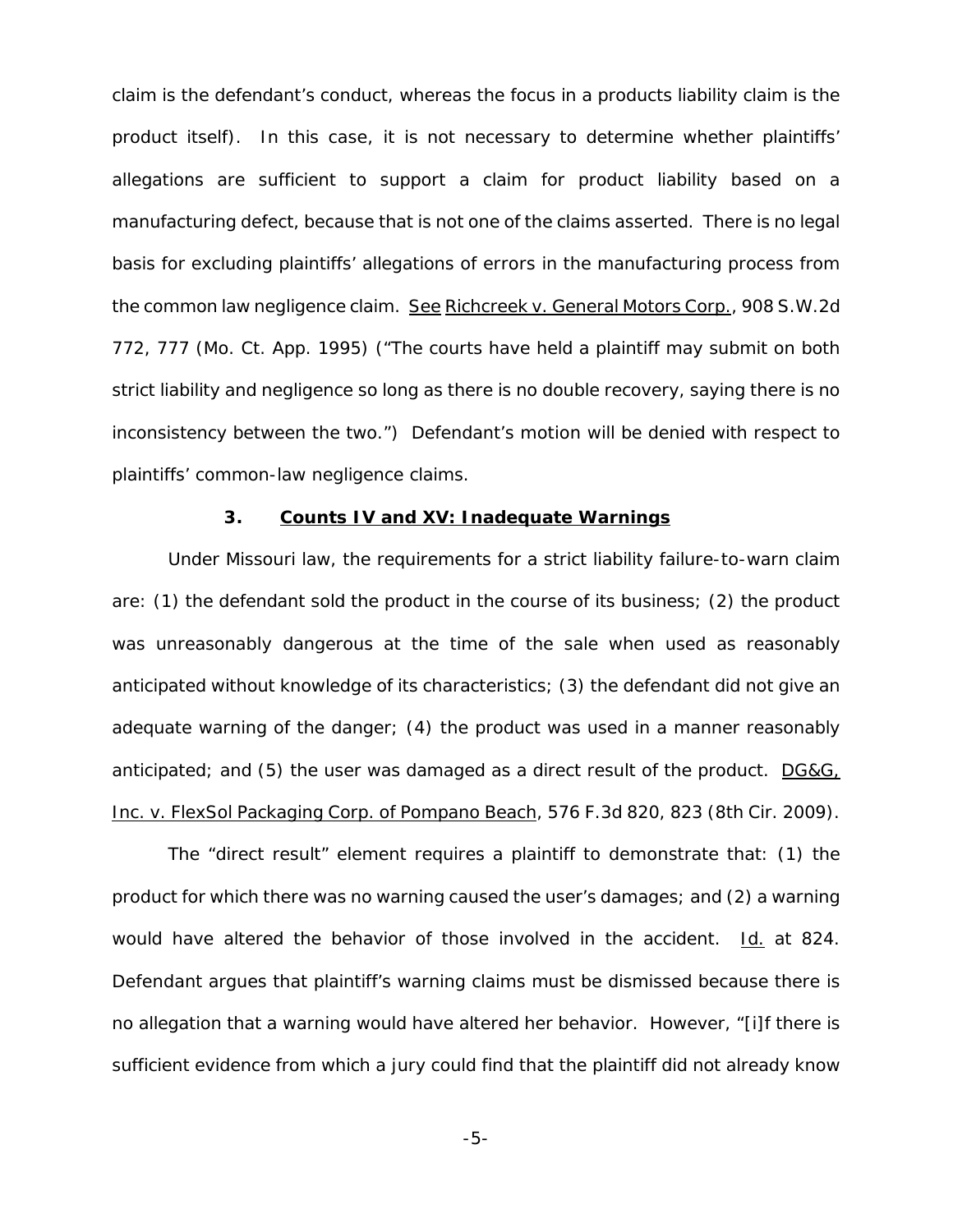claim is the defendant's conduct, whereas the focus in a products liability claim is the product itself). In this case, it is not necessary to determine whether plaintiffs' allegations are sufficient to support a claim for product liability based on a manufacturing defect, because that is not one of the claims asserted. There is no legal basis for excluding plaintiffs' allegations of errors in the manufacturing process from the common law negligence claim. See Richcreek v. General Motors Corp., 908 S.W.2d 772, 777 (Mo. Ct. App. 1995) ("The courts have held a plaintiff may submit on both strict liability and negligence so long as there is no double recovery, saying there is no inconsistency between the two.") Defendant's motion will be denied with respect to plaintiffs' common-law negligence claims.

### 3. Counts IV and XV: Inadequate Warnings

Under Missouri law, the requirements for a strict liability failure-to-warn claim are: (1) the defendant sold the product in the course of its business; (2) the product was unreasonably dangerous at the time of the sale when used as reasonably anticipated without knowledge of its characteristics; (3) the defendant did not give an adequate warning of the danger; (4) the product was used in a manner reasonably anticipated; and (5) the user was damaged as a direct result of the product. DG&G, Inc. v. FlexSol Packaging Corp. of Pompano Beach, 576 F.3d 820, 823 (8th Cir. 2009).

The "direct result" element requires a plaintiff to demonstrate that: (1) the product for which there was no warning caused the user's damages; and (2) a warning would have altered the behavior of those involved in the accident. Id. at 824. Defendant argues that plaintiff's warning claims must be dismissed because there is no allegation that a warning would have altered her behavior. However, "[i]f there is sufficient evidence from which a jury could find that the plaintiff did not already know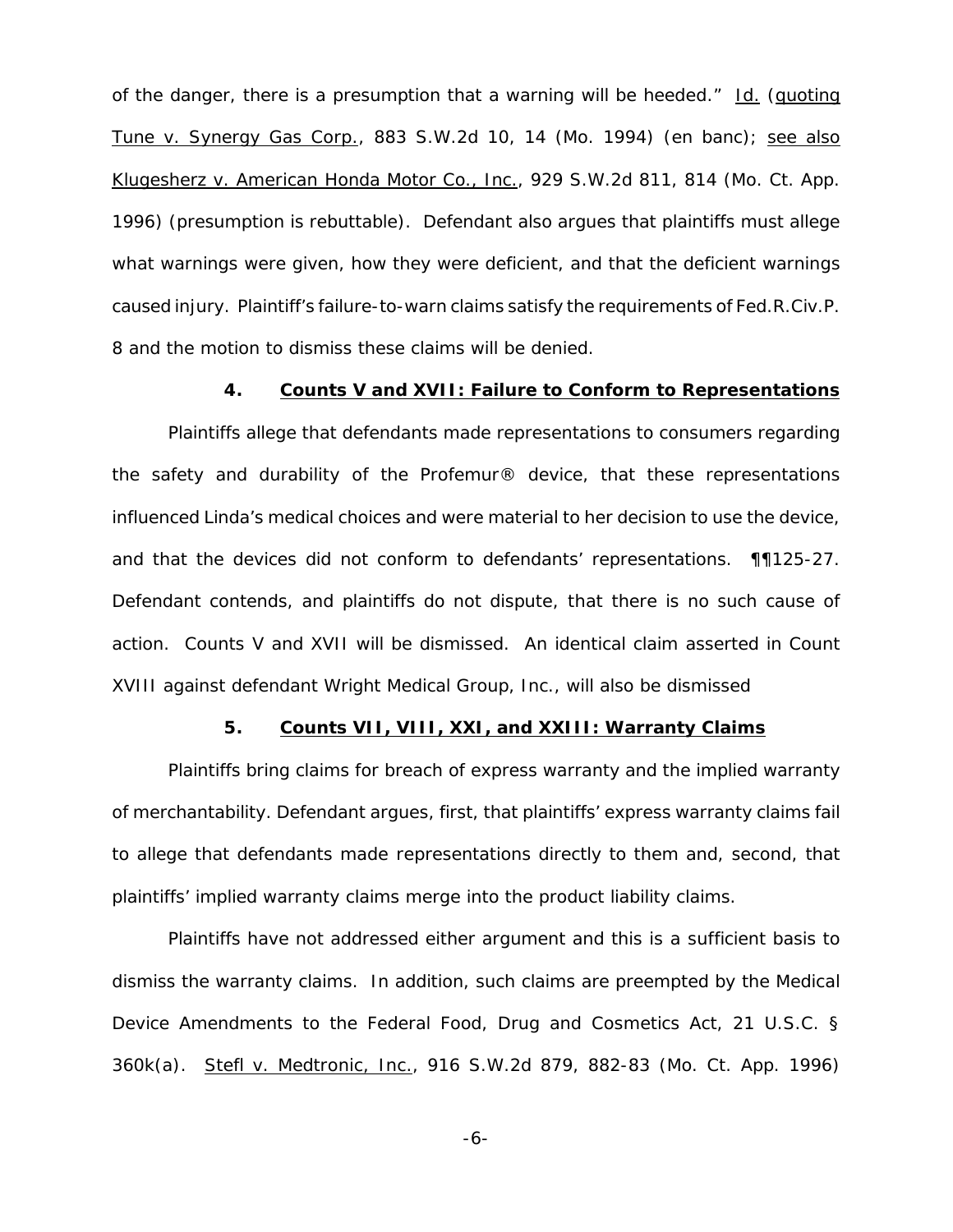of the danger, there is a presumption that a warning will be heeded." Id. (quoting Tune v. Synergy Gas Corp., 883 S.W.2d 10, 14 (Mo. 1994) (en banc); see also Klugesherz v. American Honda Motor Co., Inc., 929 S.W.2d 811, 814 (Mo. Ct. App. 1996) (presumption is rebuttable). Defendant also argues that plaintiffs must allege what warnings were given, how they were deficient, and that the deficient warnings caused injury. Plaintiff's failure-to-warn claims satisfy the requirements of Fed.R.Civ.P. 8 and the motion to dismiss these claims will be denied.

**4. Counts V and XVII: Failure to Conform to Representations**

Plaintiffs allege that defendants made representations to consumers regarding the safety and durability of the Profemur® device, that these representations influenced Linda's medical choices and were material to her decision to use the device, and that the devices did not conform to defendants' representations. ¶¶125-27. Defendant contends, and plaintiffs do not dispute, that there is no such cause of action. Counts V and XVII will be dismissed. An identical claim asserted in Count XVIII against defendant Wright Medical Group, Inc., will also be dismissed

**5. Counts VII, VIII, XXI, and XXIII: Warranty Claims**

Plaintiffs bring claims for breach of express warranty and the implied warranty of merchantability. Defendant argues, first, that plaintiffs' express warranty claims fail to allege that defendants made representations directly to them and, second, that plaintiffs' implied warranty claims merge into the product liability claims.

Plaintiffs have not addressed either argument and this is a sufficient basis to dismiss the warranty claims. In addition, such claims are preempted by the Medical Device Amendments to the Federal Food, Drug and Cosmetics Act, 21 U.S.C. § 360k(a). Stefl v. Medtronic, Inc., 916 S.W.2d 879, 882-83 (Mo. Ct. App. 1996)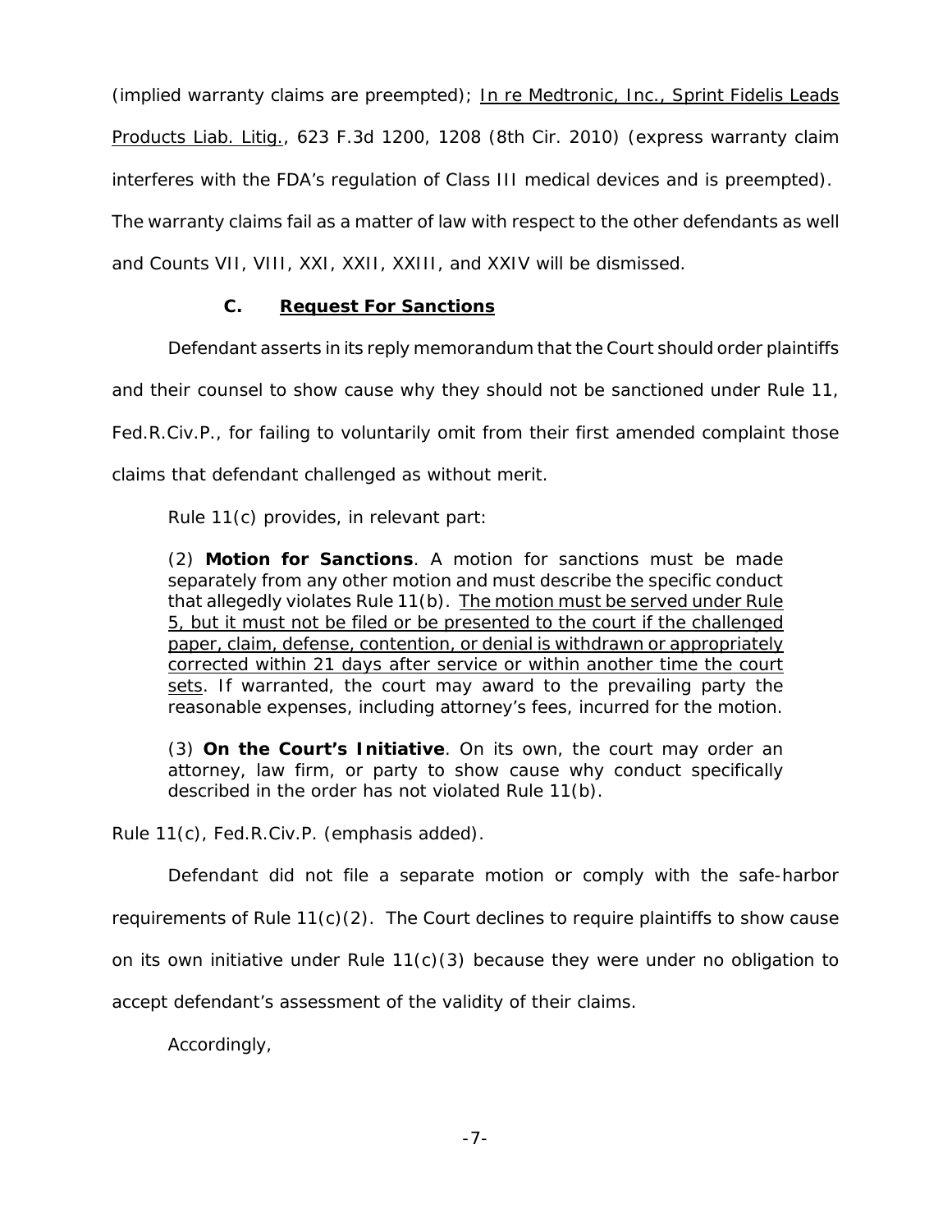(implied warranty claims are preempted); In re Medtronic, Inc., Sprint Fidelis Leads Products Liab. Litig., 623 F.3d 1200, 1208 (8th Cir. 2010) (express warranty claim interferes with the FDA's regulation of Class III medical devices and is preempted). The warranty claims fail as a matter of law with respect to the other defendants as well and Counts VII, VIII, XXI, XXII, XXIII, and XXIV will be dismissed.

### C. Request For Sanctions

Defendant asserts in its reply memorandum that the Court should order plaintiffs and their counsel to show cause why they should not be sanctioned under Rule 11, Fed.R.Civ.P., for failing to voluntarily omit from their first amended complaint those claims that defendant challenged as without merit.

Rule 11(c) provides, in relevant part:

> (2) **Motion for Sanctions**. A motion for sanctions must be made separately from any other motion and must describe the specific conduct that allegedly violates Rule 11(b). The motion must be served under Rule 5, but it must not be filed or be presented to the court if the challenged paper, claim, defense, contention, or denial is withdrawn or appropriately corrected within 21 days after service or within another time the court sets. If warranted, the court may award to the prevailing party the reasonable expenses, including attorney's fees, incurred for the motion.
>
> (3) **On the Court's Initiative**. On its own, the court may order an attorney, law firm, or party to show cause why conduct specifically described in the order has not violated Rule 11(b).

Rule 11(c), Fed.R.Civ.P. (emphasis added).

Defendant did not file a separate motion or comply with the safe-harbor requirements of Rule 11(c)(2). The Court declines to require plaintiffs to show cause on its own initiative under Rule 11(c)(3) because they were under no obligation to accept defendant's assessment of the validity of their claims.

Accordingly,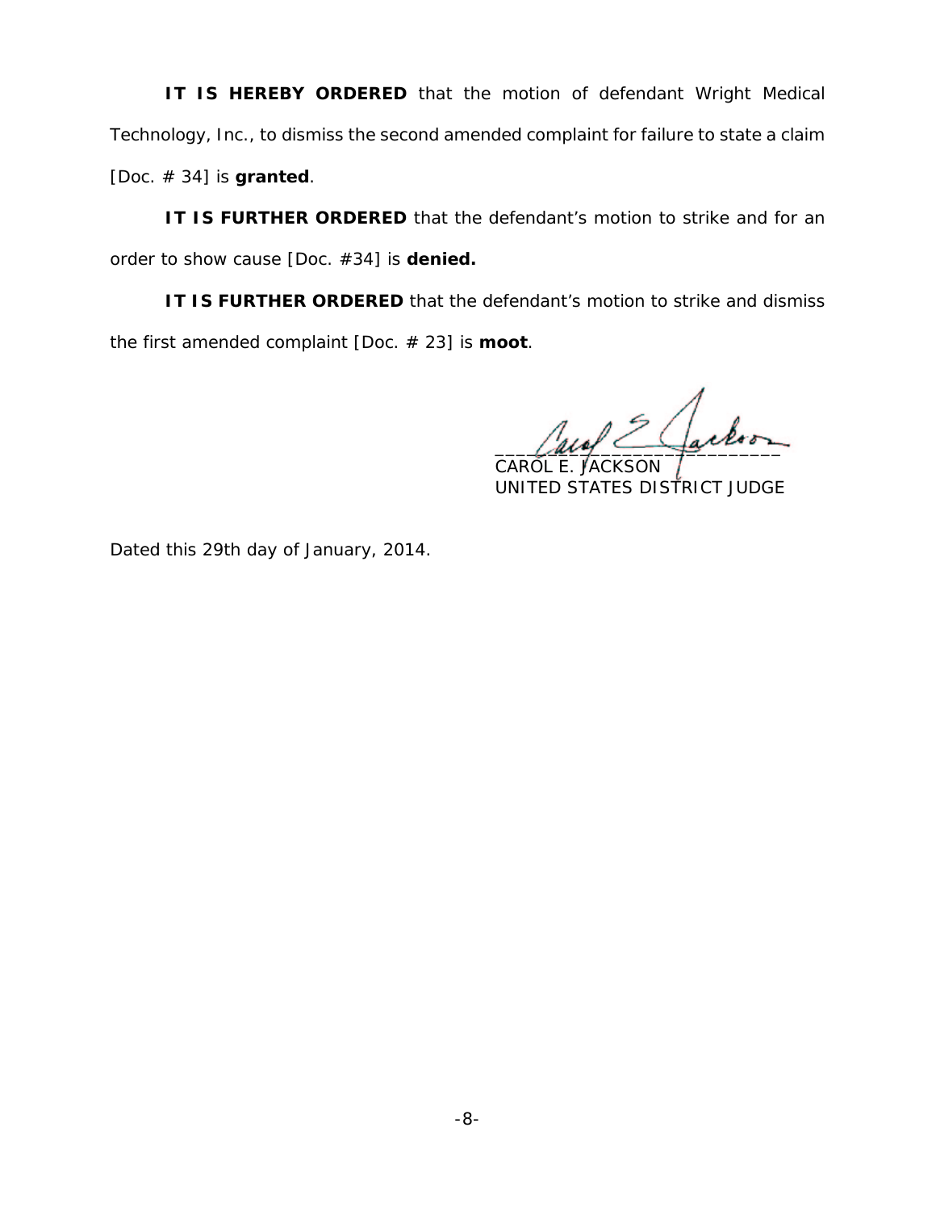**IT IS HEREBY ORDERED** that the motion of defendant Wright Medical Technology, Inc., to dismiss the second amended complaint for failure to state a claim [Doc. # 34] is **granted**.

**IT IS FURTHER ORDERED** that the defendant's motion to strike and for an order to show cause [Doc. #34] is **denied.**

**IT IS FURTHER ORDERED** that the defendant's motion to strike and dismiss the first amended complaint [Doc. # 23] is **moot**.

CAROL E. JACKSON
UNITED STATES DISTRICT JUDGE

Dated this 29th day of January, 2014.